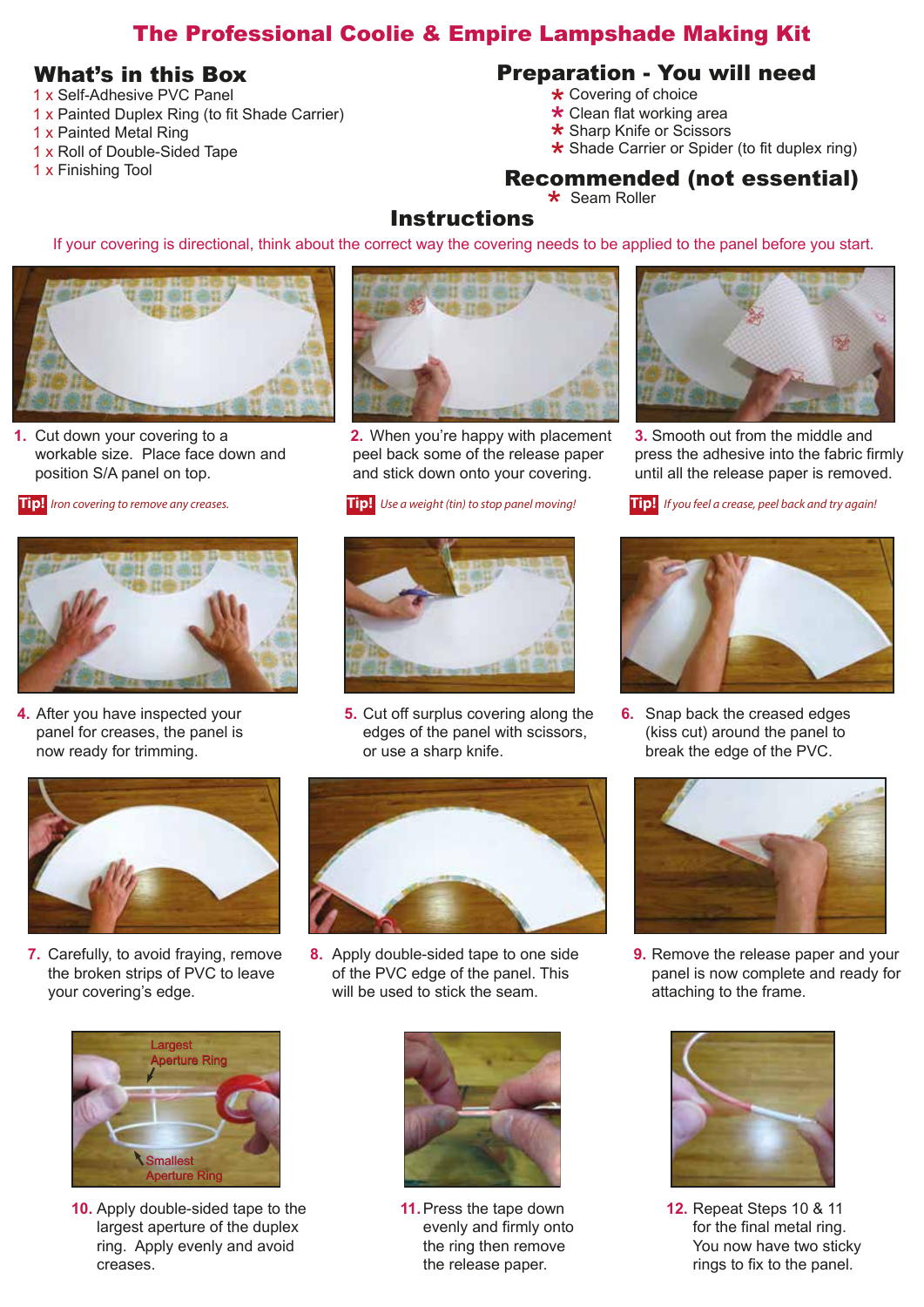# The Professional Coolie & Empire Lampshade Making Kit

## What's in this Box

- 1 x Self-Adhesive PVC Panel
- 1 x Painted Duplex Ring (to fit Shade Carrier)
- 1 x Painted Metal Ring
- 1 x Roll of Double-Sided Tape
- 1 x Finishing Tool

## Preparation - You will need

- Covering of choice
- Clean flat working area
- Sharp Knife or Scissors
- Shade Carrier or Spider (to fit duplex ring)

## Recommended (not essential)

- Seam Roller

## Instructions

If your covering is directional, think about the correct way the covering needs to be applied to the panel before you start.

1. Cut down your covering to a workable size. Place face down and position S/A panel on top.

**Tip!** *Iron covering to remove any creases.*

2. When you're happy with placement peel back some of the release paper and stick down onto your covering.

**Tip!** *Use a weight (tin) to stop panel moving!*

3. Smooth out from the middle and press the adhesive into the fabric firmly until all the release paper is removed.

**Tip!** *If you feel a crease, peel back and try again!*

4. After you have inspected your panel for creases, the panel is now ready for trimming.

5. Cut off surplus covering along the edges of the panel with scissors, or use a sharp knife.

6. Snap back the creased edges (kiss cut) around the panel to break the edge of the PVC.

7. Carefully, to avoid fraying, remove the broken strips of PVC to leave your covering's edge.

8. Apply double-sided tape to one side of the PVC edge of the panel. This will be used to stick the seam.

9. Remove the release paper and your panel is now complete and ready for attaching to the frame.

Largest Aperture Ring

Smallest Aperture Ring

10. Apply double-sided tape to the largest aperture of the duplex ring. Apply evenly and avoid creases.

11. Press the tape down evenly and firmly onto the ring then remove the release paper.

12. Repeat Steps 10 & 11 for the final metal ring. You now have two sticky rings to fix to the panel.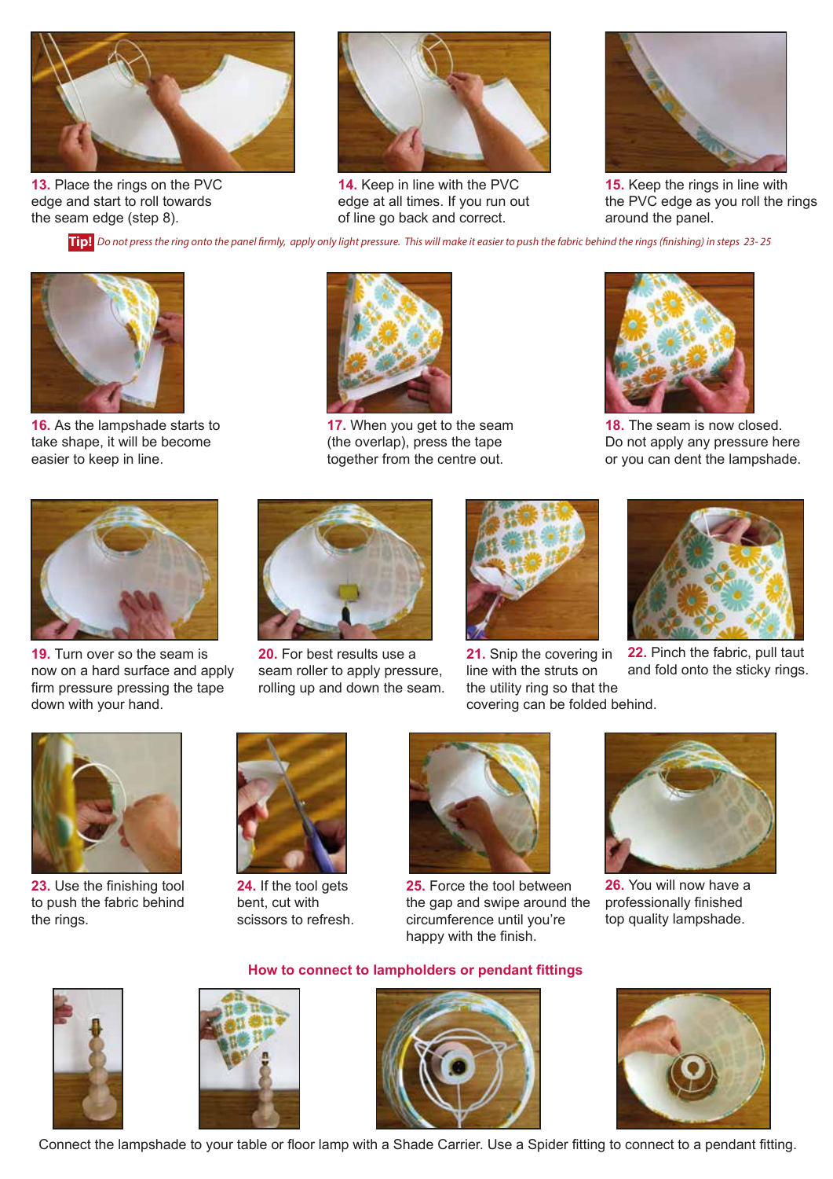**13.** Place the rings on the PVC edge and start to roll towards the seam edge (step 8).

**14.** Keep in line with the PVC edge at all times. If you run out of line go back and correct.

**15.** Keep the rings in line with the PVC edge as you roll the rings around the panel.

**Tip!** *Do not press the ring onto the panel firmly, apply only light pressure. This will make it easier to push the fabric behind the rings (finishing) in steps 23- 25*

**16.** As the lampshade starts to take shape, it will be become easier to keep in line.

**17.** When you get to the seam (the overlap), press the tape together from the centre out.

**18.** The seam is now closed. Do not apply any pressure here or you can dent the lampshade.

**19.** Turn over so the seam is now on a hard surface and apply firm pressure pressing the tape down with your hand.

**20.** For best results use a seam roller to apply pressure, rolling up and down the seam.

**21.** Snip the covering in line with the struts on the utility ring so that the covering can be folded behind.

**22.** Pinch the fabric, pull taut and fold onto the sticky rings.

**23.** Use the finishing tool to push the fabric behind the rings.

**24.** If the tool gets bent, cut with scissors to refresh.

**25.** Force the tool between the gap and swipe around the circumference until you're happy with the finish.

**26.** You will now have a professionally finished top quality lampshade.

## How to connect to lampholders or pendant fittings

Connect the lampshade to your table or floor lamp with a Shade Carrier. Use a Spider fitting to connect to a pendant fitting.